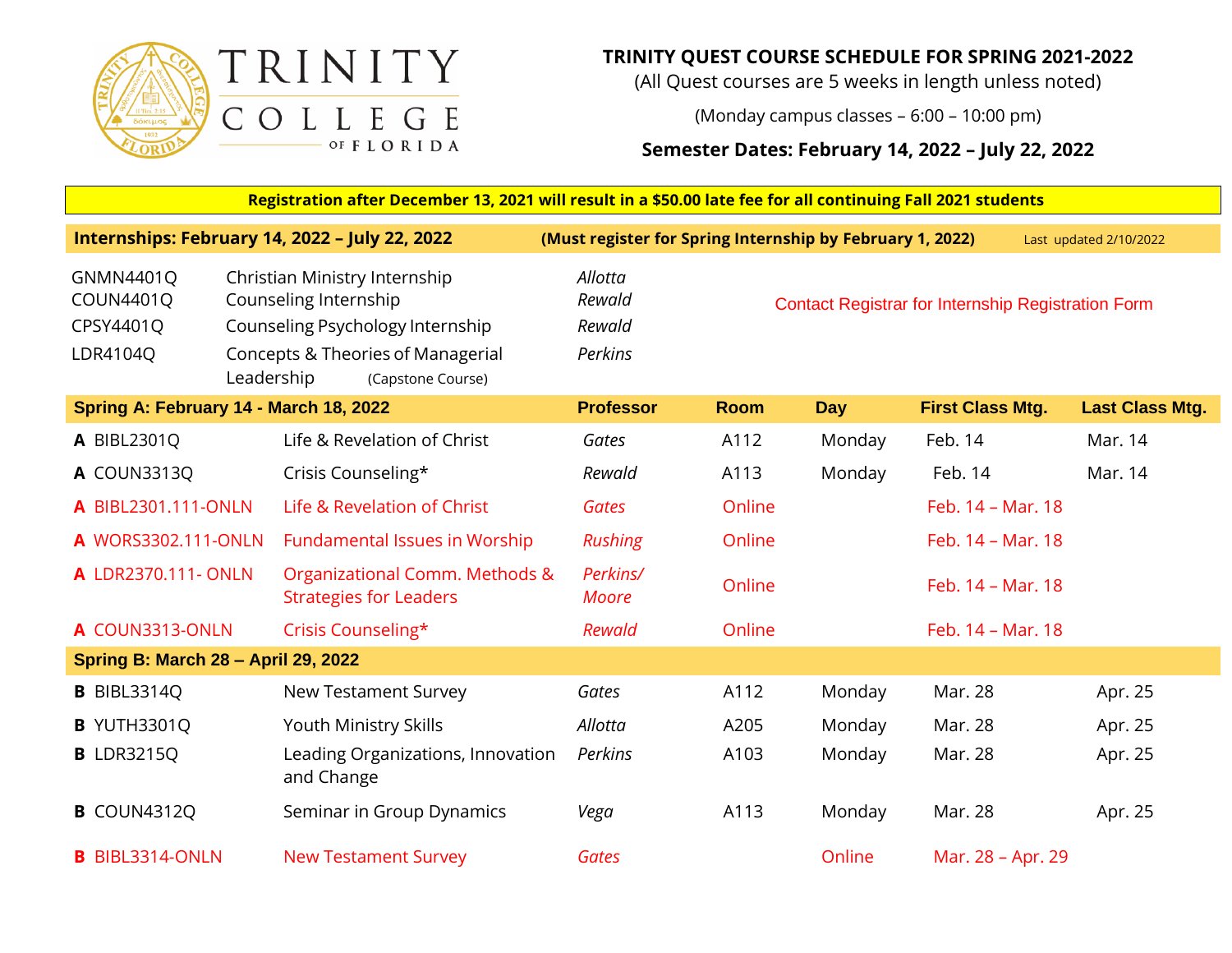# TRINITY COLLEGE OF FLORIDA

## TRINITY QUEST COURSE SCHEDULE FOR SPRING 2021-2022

(All Quest courses are 5 weeks in length unless noted)

(Monday campus classes – 6:00 – 10:00 pm)

**Semester Dates: February 14, 2022 – July 22, 2022**

**Registration after December 13, 2021 will result in a $50.00 late fee for all continuing Fall 2021 students**

**Internships: February 14, 2022 – July 22, 2022** **(Must register for Spring Internship by February 1, 2022)** Last updated 2/10/2022

| Course | Title | Professor | |
|---|---|---|---|
| GNMN4401Q | Christian Ministry Internship | *Allotta* | Contact Registrar for Internship Registration Form |
| COUN4401Q | Counseling Internship | *Rewald* | |
| CPSY4401Q | Counseling Psychology Internship | *Rewald* | |
| LDR4104Q | Concepts & Theories of Managerial Leadership (Capstone Course) | *Perkins* | |

| Spring A: February 14 - March 18, 2022 | | Professor | Room | Day | First Class Mtg. | Last Class Mtg. |
|---|---|---|---|---|---|---|
| **A** BIBL2301Q | Life & Revelation of Christ | *Gates* | A112 | Monday | Feb. 14 | Mar. 14 |
| **A** COUN3313Q | Crisis Counseling* | *Rewald* | A113 | Monday | Feb. 14 | Mar. 14 |
| **A** BIBL2301.111-ONLN | Life & Revelation of Christ | *Gates* | Online | | Feb. 14 – Mar. 18 | |
| **A** WORS3302.111-ONLN | Fundamental Issues in Worship | *Rushing* | Online | | Feb. 14 – Mar. 18 | |
| **A** LDR2370.111- ONLN | Organizational Comm. Methods & Strategies for Leaders | *Perkins/ Moore* | Online | | Feb. 14 – Mar. 18 | |
| **A** COUN3313-ONLN | Crisis Counseling* | *Rewald* | Online | | Feb. 14 – Mar. 18 | |
| **Spring B: March 28 – April 29, 2022** | | | | | | |
| **B** BIBL3314Q | New Testament Survey | *Gates* | A112 | Monday | Mar. 28 | Apr. 25 |
| **B** YUTH3301Q | Youth Ministry Skills | *Allotta* | A205 | Monday | Mar. 28 | Apr. 25 |
| **B** LDR3215Q | Leading Organizations, Innovation and Change | *Perkins* | A103 | Monday | Mar. 28 | Apr. 25 |
| **B** COUN4312Q | Seminar in Group Dynamics | *Vega* | A113 | Monday | Mar. 28 | Apr. 25 |
| **B** BIBL3314-ONLN | New Testament Survey | *Gates* | | Online | Mar. 28 – Apr. 29 | |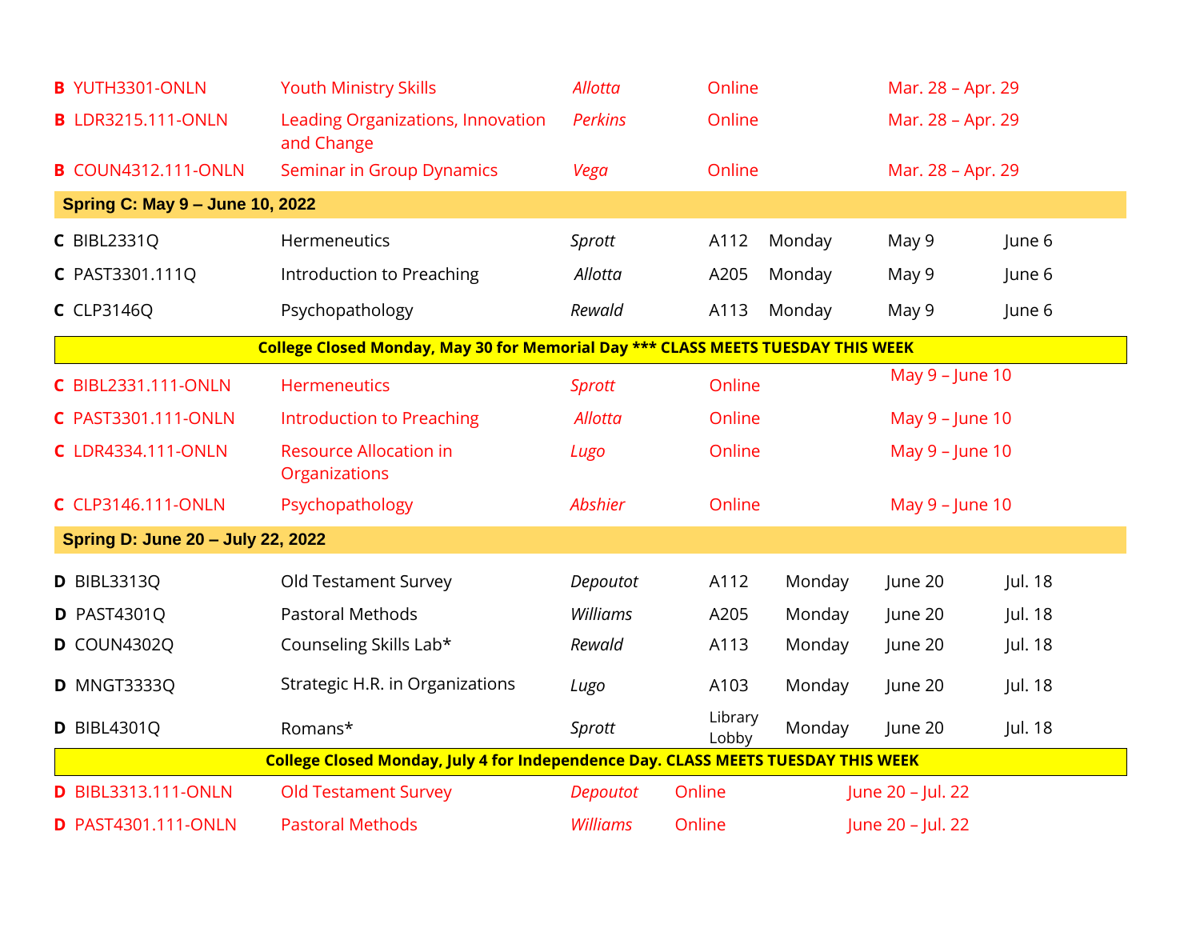| | | | | | | | |
|---|---|---|---|---|---|---|---|
| **B** | YUTH3301-ONLN | Youth Ministry Skills | *Allotta* | Online | | Mar. 28 – Apr. 29 | |
| **B** | LDR3215.111-ONLN | Leading Organizations, Innovation and Change | *Perkins* | Online | | Mar. 28 – Apr. 29 | |
| **B** | COUN4312.111-ONLN | Seminar in Group Dynamics | *Vega* | Online | | Mar. 28 – Apr. 29 | |
| **Spring C: May 9 – June 10, 2022** | | | | | | | |
| **C** | BIBL2331Q | Hermeneutics | *Sprott* | A112 | Monday | May 9 | June 6 |
| **C** | PAST3301.111Q | Introduction to Preaching | *Allotta* | A205 | Monday | May 9 | June 6 |
| **C** | CLP3146Q | Psychopathology | *Rewald* | A113 | Monday | May 9 | June 6 |
| **College Closed Monday, May 30 for Memorial Day \*\*\* CLASS MEETS TUESDAY THIS WEEK** | | | | | | | |
| **C** | BIBL2331.111-ONLN | Hermeneutics | *Sprott* | Online | | May 9 – June 10 | |
| **C** | PAST3301.111-ONLN | Introduction to Preaching | *Allotta* | Online | | May 9 – June 10 | |
| **C** | LDR4334.111-ONLN | Resource Allocation in Organizations | *Lugo* | Online | | May 9 – June 10 | |
| **C** | CLP3146.111-ONLN | Psychopathology | *Abshier* | Online | | May 9 – June 10 | |
| **Spring D: June 20 – July 22, 2022** | | | | | | | |
| **D** | BIBL3313Q | Old Testament Survey | *Depoutot* | A112 | Monday | June 20 | Jul. 18 |
| **D** | PAST4301Q | Pastoral Methods | *Williams* | A205 | Monday | June 20 | Jul. 18 |
| **D** | COUN4302Q | Counseling Skills Lab* | *Rewald* | A113 | Monday | June 20 | Jul. 18 |
| **D** | MNGT3333Q | Strategic H.R. in Organizations | *Lugo* | A103 | Monday | June 20 | Jul. 18 |
| **D** | BIBL4301Q | Romans* | *Sprott* | Library Lobby | Monday | June 20 | Jul. 18 |
| **College Closed Monday, July 4 for Independence Day. CLASS MEETS TUESDAY THIS WEEK** | | | | | | | |
| **D** | BIBL3313.111-ONLN | Old Testament Survey | *Depoutot* | Online | | June 20 – Jul. 22 | |
| **D** | PAST4301.111-ONLN | Pastoral Methods | *Williams* | Online | | June 20 – Jul. 22 | |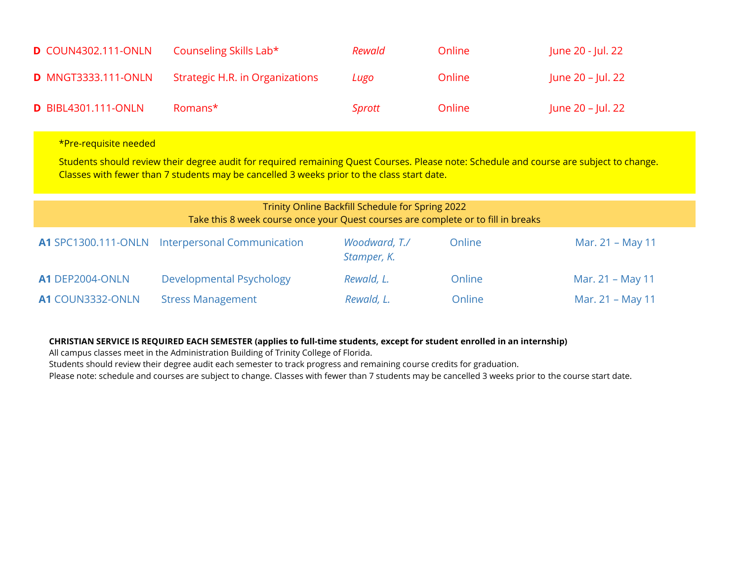| | | | | |
|---|---|---|---|---|
| **D** COUN4302.111-ONLN | Counseling Skills Lab* | *Rewald* | Online | June 20 - Jul. 22 |
| **D** MNGT3333.111-ONLN | Strategic H.R. in Organizations | *Lugo* | Online | June 20 – Jul. 22 |
| **D** BIBL4301.111-ONLN | Romans* | *Sprott* | Online | June 20 – Jul. 22 |

*Pre-requisite needed

Students should review their degree audit for required remaining Quest Courses. Please note: Schedule and course are subject to change. Classes with fewer than 7 students may be cancelled 3 weeks prior to the class start date.

Trinity Online Backfill Schedule for Spring 2022
Take this 8 week course once your Quest courses are complete or to fill in breaks

| | | | | |
|---|---|---|---|---|
| **A1** SPC1300.111-ONLN | Interpersonal Communication | *Woodward, T./ Stamper, K.* | Online | Mar. 21 – May 11 |
| **A1** DEP2004-ONLN | Developmental Psychology | *Rewald, L.* | Online | Mar. 21 – May 11 |
| **A1** COUN3332-ONLN | Stress Management | *Rewald, L.* | Online | Mar. 21 – May 11 |

**CHRISTIAN SERVICE IS REQUIRED EACH SEMESTER (applies to full-time students, except for student enrolled in an internship)**
All campus classes meet in the Administration Building of Trinity College of Florida.
Students should review their degree audit each semester to track progress and remaining course credits for graduation.
Please note: schedule and courses are subject to change. Classes with fewer than 7 students may be cancelled 3 weeks prior to the course start date.